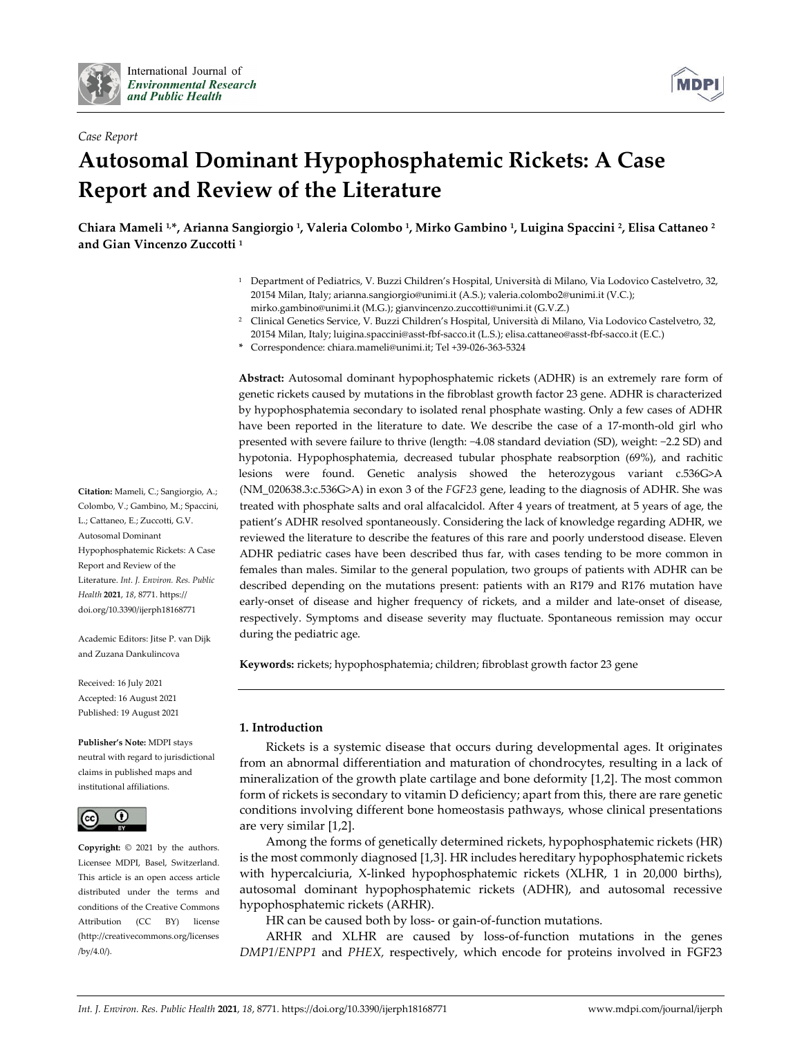*Case Report*

# Autosomal Dominant Hypophosphatemic Rickets: A Case Report and Review of the Literature

**Chiara Mameli [1,*], Arianna Sangiorgio [1], Valeria Colombo [1], Mirko Gambino [1], Luigina Spaccini [2], Elisa Cattaneo [2] and Gian Vincenzo Zuccotti [1]**

[1] Department of Pediatrics, V. Buzzi Children's Hospital, Università di Milano, Via Lodovico Castelvetro, 32, 20154 Milan, Italy; arianna.sangiorgio@unimi.it (A.S.); valeria.colombo2@unimi.it (V.C.); mirko.gambino@unimi.it (M.G.); gianvincenzo.zuccotti@unimi.it (G.V.Z.)

[2] Clinical Genetics Service, V. Buzzi Children's Hospital, Università di Milano, Via Lodovico Castelvetro, 32, 20154 Milan, Italy; luigina.spaccini@asst-fbf-sacco.it (L.S.); elisa.cattaneo@asst-fbf-sacco.it (E.C.)

\* Correspondence: chiara.mameli@unimi.it; Tel +39-026-363-5324

**Abstract:** Autosomal dominant hypophosphatemic rickets (ADHR) is an extremely rare form of genetic rickets caused by mutations in the fibroblast growth factor 23 gene. ADHR is characterized by hypophosphatemia secondary to isolated renal phosphate wasting. Only a few cases of ADHR have been reported in the literature to date. We describe the case of a 17-month-old girl who presented with severe failure to thrive (length: −4.08 standard deviation (SD), weight: −2.2 SD) and hypotonia. Hypophosphatemia, decreased tubular phosphate reabsorption (69%), and rachitic lesions were found. Genetic analysis showed the heterozygous variant c.536G>A (NM_020638.3:c.536G>A) in exon 3 of the *FGF23* gene, leading to the diagnosis of ADHR. She was treated with phosphate salts and oral alfacalcidol. After 4 years of treatment, at 5 years of age, the patient's ADHR resolved spontaneously. Considering the lack of knowledge regarding ADHR, we reviewed the literature to describe the features of this rare and poorly understood disease. Eleven ADHR pediatric cases have been described thus far, with cases tending to be more common in females than males. Similar to the general population, two groups of patients with ADHR can be described depending on the mutations present: patients with an R179 and R176 mutation have early-onset of disease and higher frequency of rickets, and a milder and late-onset of disease, respectively. Symptoms and disease severity may fluctuate. Spontaneous remission may occur during the pediatric age.

**Keywords:** rickets; hypophosphatemia; children; fibroblast growth factor 23 gene

**Citation:** Mameli, C.; Sangiorgio, A.; Colombo, V.; Gambino, M.; Spaccini, L.; Cattaneo, E.; Zuccotti, G.V. Autosomal Dominant Hypophosphatemic Rickets: A Case Report and Review of the Literature. *Int. J. Environ. Res. Public Health* **2021**, *18*, 8771. https://doi.org/10.3390/ijerph18168771

Academic Editors: Jitse P. van Dijk and Zuzana Dankulincova

Received: 16 July 2021
Accepted: 16 August 2021
Published: 19 August 2021

**Publisher's Note:** MDPI stays neutral with regard to jurisdictional claims in published maps and institutional affiliations.

**Copyright:** © 2021 by the authors. Licensee MDPI, Basel, Switzerland. This article is an open access article distributed under the terms and conditions of the Creative Commons Attribution (CC BY) license (http://creativecommons.org/licenses/by/4.0/).

## 1. Introduction

Rickets is a systemic disease that occurs during developmental ages. It originates from an abnormal differentiation and maturation of chondrocytes, resulting in a lack of mineralization of the growth plate cartilage and bone deformity [1,2]. The most common form of rickets is secondary to vitamin D deficiency; apart from this, there are rare genetic conditions involving different bone homeostasis pathways, whose clinical presentations are very similar [1,2].

Among the forms of genetically determined rickets, hypophosphatemic rickets (HR) is the most commonly diagnosed [1,3]. HR includes hereditary hypophosphatemic rickets with hypercalciuria, X-linked hypophosphatemic rickets (XLHR, 1 in 20,000 births), autosomal dominant hypophosphatemic rickets (ADHR), and autosomal recessive hypophosphatemic rickets (ARHR).

HR can be caused both by loss- or gain-of-function mutations.

ARHR and XLHR are caused by loss-of-function mutations in the genes *DMP1*/*ENPP1* and *PHEX*, respectively, which encode for proteins involved in FGF23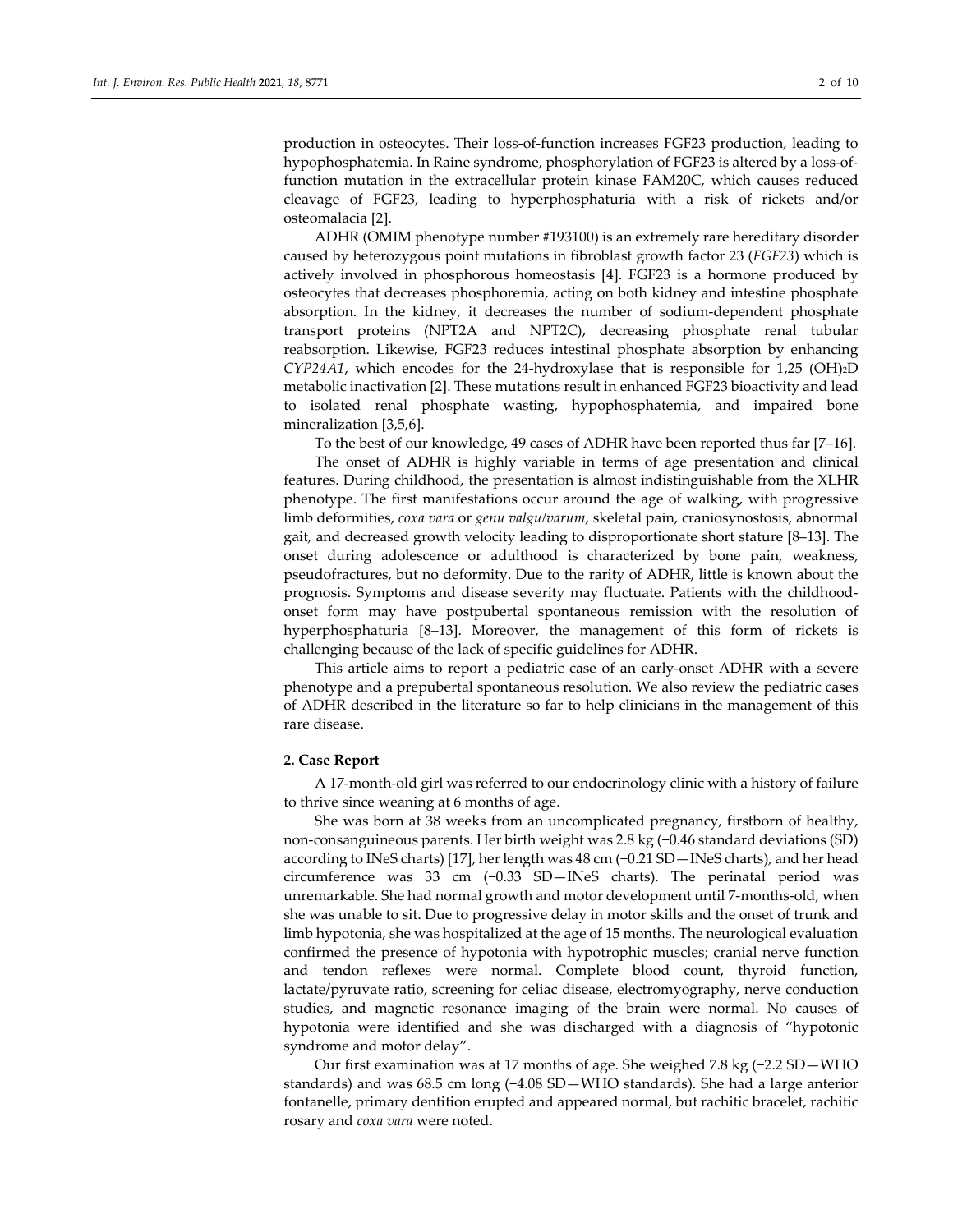production in osteocytes. Their loss-of-function increases FGF23 production, leading to hypophosphatemia. In Raine syndrome, phosphorylation of FGF23 is altered by a loss-of-function mutation in the extracellular protein kinase FAM20C, which causes reduced cleavage of FGF23, leading to hyperphosphaturia with a risk of rickets and/or osteomalacia [2].

ADHR (OMIM phenotype number #193100) is an extremely rare hereditary disorder caused by heterozygous point mutations in fibroblast growth factor 23 (*FGF23*) which is actively involved in phosphorous homeostasis [4]. FGF23 is a hormone produced by osteocytes that decreases phosphoremia, acting on both kidney and intestine phosphate absorption. In the kidney, it decreases the number of sodium-dependent phosphate transport proteins (NPT2A and NPT2C), decreasing phosphate renal tubular reabsorption. Likewise, FGF23 reduces intestinal phosphate absorption by enhancing *CYP24A1*, which encodes for the 24-hydroxylase that is responsible for 1,25 $(OH)_2D$ metabolic inactivation [2]. These mutations result in enhanced FGF23 bioactivity and lead to isolated renal phosphate wasting, hypophosphatemia, and impaired bone mineralization [3,5,6].

To the best of our knowledge, 49 cases of ADHR have been reported thus far [7–16].

The onset of ADHR is highly variable in terms of age presentation and clinical features. During childhood, the presentation is almost indistinguishable from the XLHR phenotype. The first manifestations occur around the age of walking, with progressive limb deformities, *coxa vara* or *genu valgu/varum*, skeletal pain, craniosynostosis, abnormal gait, and decreased growth velocity leading to disproportionate short stature [8–13]. The onset during adolescence or adulthood is characterized by bone pain, weakness, pseudofractures, but no deformity. Due to the rarity of ADHR, little is known about the prognosis. Symptoms and disease severity may fluctuate. Patients with the childhood-onset form may have postpubertal spontaneous remission with the resolution of hyperphosphaturia [8–13]. Moreover, the management of this form of rickets is challenging because of the lack of specific guidelines for ADHR.

This article aims to report a pediatric case of an early-onset ADHR with a severe phenotype and a prepubertal spontaneous resolution. We also review the pediatric cases of ADHR described in the literature so far to help clinicians in the management of this rare disease.

## 2. Case Report

A 17-month-old girl was referred to our endocrinology clinic with a history of failure to thrive since weaning at 6 months of age.

She was born at 38 weeks from an uncomplicated pregnancy, firstborn of healthy, non-consanguineous parents. Her birth weight was 2.8 kg (−0.46 standard deviations (SD) according to INeS charts) [17], her length was 48 cm (−0.21 SD—INeS charts), and her head circumference was 33 cm (−0.33 SD—INeS charts). The perinatal period was unremarkable. She had normal growth and motor development until 7-months-old, when she was unable to sit. Due to progressive delay in motor skills and the onset of trunk and limb hypotonia, she was hospitalized at the age of 15 months. The neurological evaluation confirmed the presence of hypotonia with hypotrophic muscles; cranial nerve function and tendon reflexes were normal. Complete blood count, thyroid function, lactate/pyruvate ratio, screening for celiac disease, electromyography, nerve conduction studies, and magnetic resonance imaging of the brain were normal. No causes of hypotonia were identified and she was discharged with a diagnosis of "hypotonic syndrome and motor delay".

Our first examination was at 17 months of age. She weighed 7.8 kg (−2.2 SD—WHO standards) and was 68.5 cm long (−4.08 SD—WHO standards). She had a large anterior fontanelle, primary dentition erupted and appeared normal, but rachitic bracelet, rachitic rosary and *coxa vara* were noted.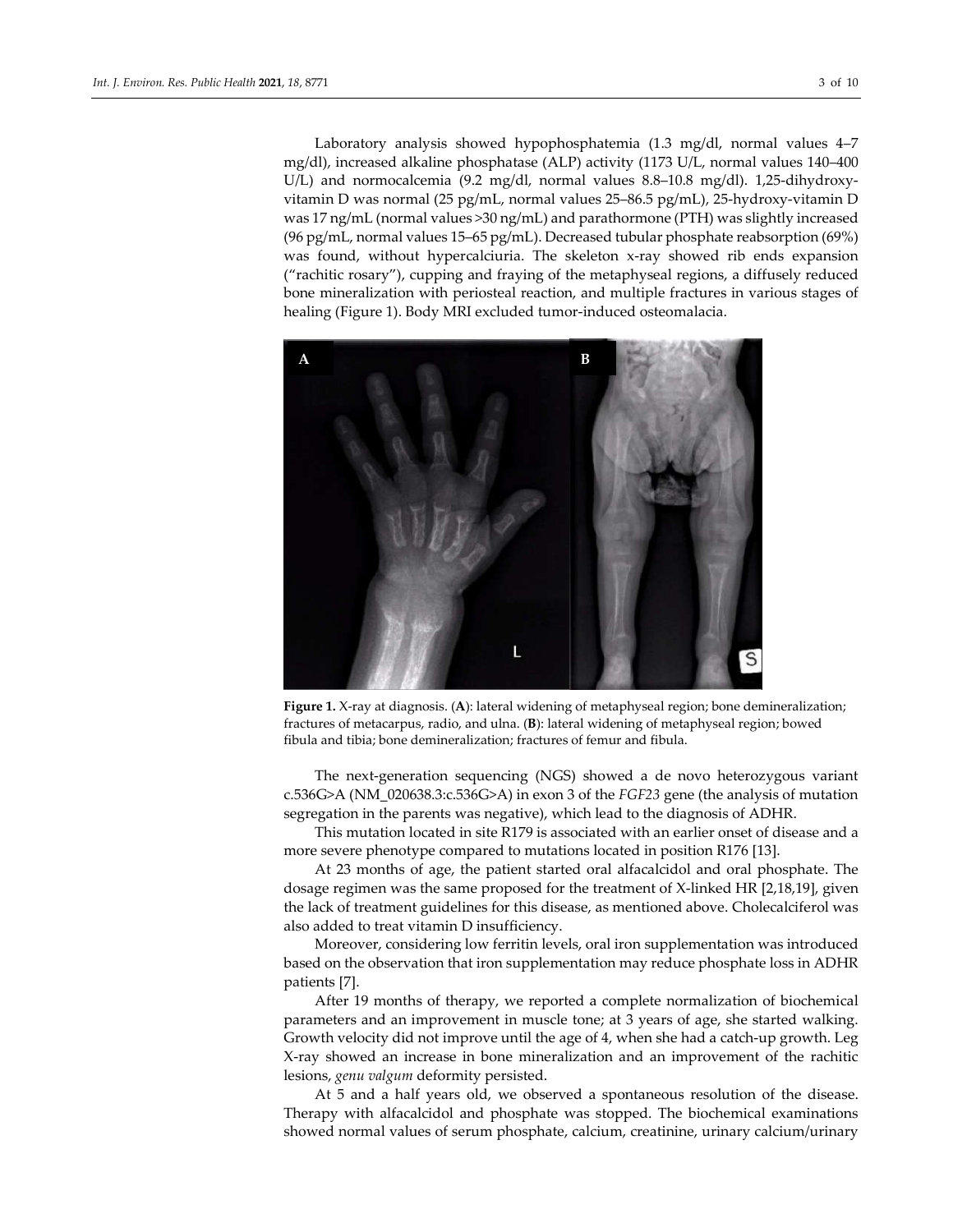Laboratory analysis showed hypophosphatemia (1.3 mg/dl, normal values 4–7 mg/dl), increased alkaline phosphatase (ALP) activity (1173 U/L, normal values 140–400 U/L) and normocalcemia (9.2 mg/dl, normal values 8.8–10.8 mg/dl). 1,25-dihydroxy-vitamin D was normal (25 pg/mL, normal values 25–86.5 pg/mL), 25-hydroxy-vitamin D was 17 ng/mL (normal values >30 ng/mL) and parathormone (PTH) was slightly increased (96 pg/mL, normal values 15–65 pg/mL). Decreased tubular phosphate reabsorption (69%) was found, without hypercalciuria. The skeleton x-ray showed rib ends expansion ("rachitic rosary"), cupping and fraying of the metaphyseal regions, a diffusely reduced bone mineralization with periosteal reaction, and multiple fractures in various stages of healing (Figure 1). Body MRI excluded tumor-induced osteomalacia.

**Figure 1.** X-ray at diagnosis. (**A**): lateral widening of metaphyseal region; bone demineralization; fractures of metacarpus, radio, and ulna. (**B**): lateral widening of metaphyseal region; bowed fibula and tibia; bone demineralization; fractures of femur and fibula.

The next-generation sequencing (NGS) showed a de novo heterozygous variant c.536G>A (NM_020638.3:c.536G>A) in exon 3 of the *FGF23* gene (the analysis of mutation segregation in the parents was negative), which lead to the diagnosis of ADHR.

This mutation located in site R179 is associated with an earlier onset of disease and a more severe phenotype compared to mutations located in position R176 [13].

At 23 months of age, the patient started oral alfacalcidol and oral phosphate. The dosage regimen was the same proposed for the treatment of X-linked HR [2,18,19], given the lack of treatment guidelines for this disease, as mentioned above. Cholecalciferol was also added to treat vitamin D insufficiency.

Moreover, considering low ferritin levels, oral iron supplementation was introduced based on the observation that iron supplementation may reduce phosphate loss in ADHR patients [7].

After 19 months of therapy, we reported a complete normalization of biochemical parameters and an improvement in muscle tone; at 3 years of age, she started walking. Growth velocity did not improve until the age of 4, when she had a catch-up growth. Leg X-ray showed an increase in bone mineralization and an improvement of the rachitic lesions, *genu valgum* deformity persisted.

At 5 and a half years old, we observed a spontaneous resolution of the disease. Therapy with alfacalcidol and phosphate was stopped. The biochemical examinations showed normal values of serum phosphate, calcium, creatinine, urinary calcium/urinary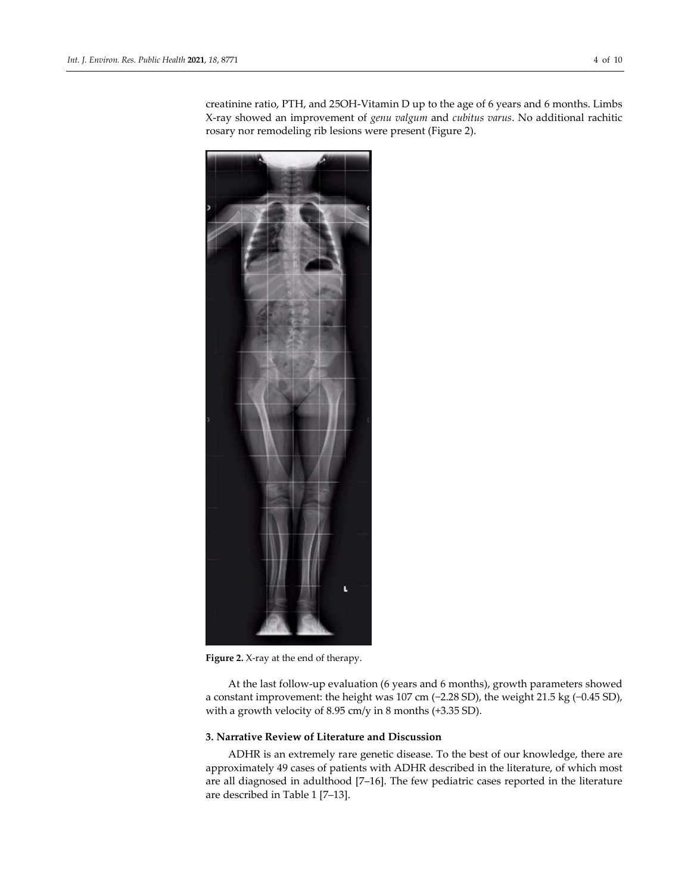creatinine ratio, PTH, and 25OH-Vitamin D up to the age of 6 years and 6 months. Limbs X-ray showed an improvement of *genu valgum* and *cubitus varus*. No additional rachitic rosary nor remodeling rib lesions were present (Figure 2).

**Figure 2.** X-ray at the end of therapy.

At the last follow-up evaluation (6 years and 6 months), growth parameters showed a constant improvement: the height was 107 cm (−2.28 SD), the weight 21.5 kg (−0.45 SD), with a growth velocity of 8.95 cm/y in 8 months (+3.35 SD).

## 3. Narrative Review of Literature and Discussion

ADHR is an extremely rare genetic disease. To the best of our knowledge, there are approximately 49 cases of patients with ADHR described in the literature, of which most are all diagnosed in adulthood [7–16]. The few pediatric cases reported in the literature are described in Table 1 [7–13].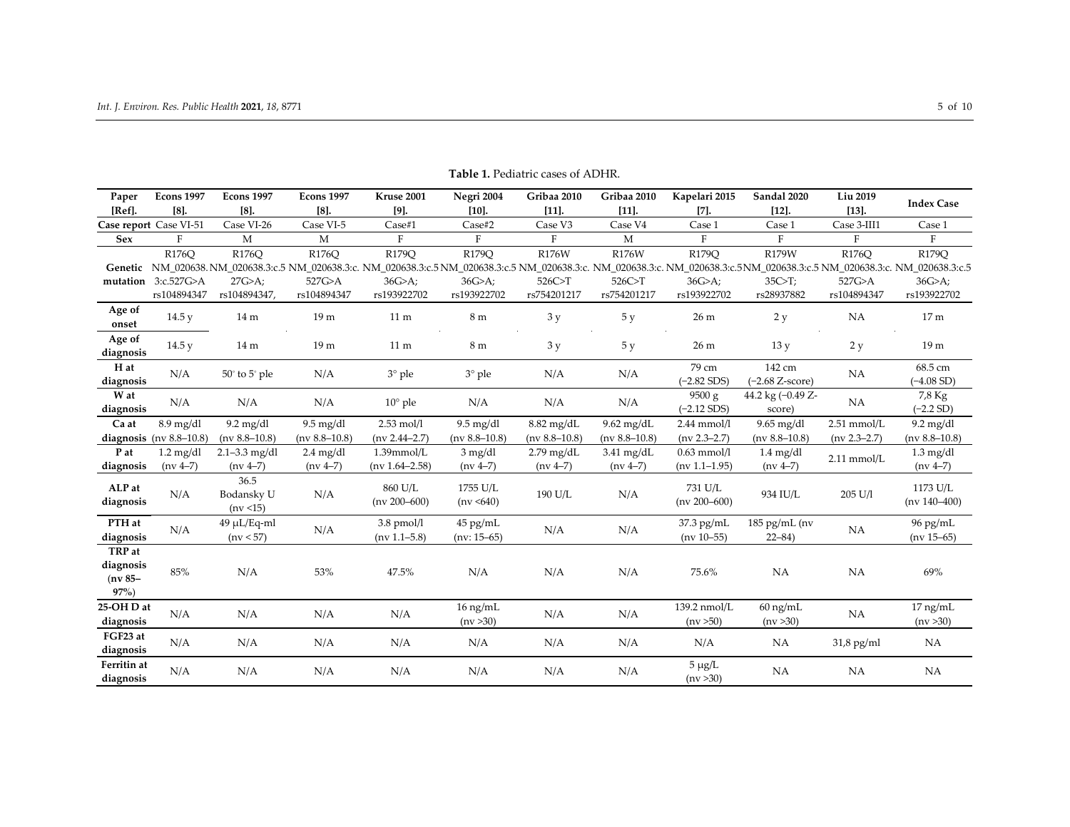**Table 1.** Pediatric cases of ADHR.

| Paper [Ref]. | Econs 1997 [8]. | Econs 1997 [8]. | Econs 1997 [8]. | Kruse 2001 [9]. | Negri 2004 [10]. | Gribaa 2010 [11]. | Gribaa 2010 [11]. | Kapelari 2015 [7]. | Sandal 2020 [12]. | Liu 2019 [13]. | Index Case |
|---|---|---|---|---|---|---|---|---|---|---|---|
| Case report | Case VI-51 | Case VI-26 | Case VI-5 | Case#1 | Case#2 | Case V3 | Case V4 | Case 1 | Case 1 | Case 3-III1 | Case 1 |
| Sex | F | M | M | F | F | F | M | F | F | F | F |
| Genetic mutation | R176Q NM_020638.3:c.527G>A rs104894347 | R176Q NM_020638.3:c.527G>A; rs104894347, | R176Q NM_020638.3:c.527G>A rs104894347 | R179Q NM_020638.3:c.536G>A; rs193922702 | R179Q NM_020638.3:c.536G>A; rs193922702 | R176W NM_020638.3:c.526C>T rs754201217 | R176W NM_020638.3:c.526C>T rs754201217 | R179Q NM_020638.3:c.536G>A; rs193922702 | R179W NM_020638.3:c.535C>T; rs28937882 | R176Q NM_020638.3:c.527G>A rs104894347 | R179Q NM_020638.3:c.536G>A; rs193922702 |
| Age of onset | 14.5 y | 14 m | 19 m | 11 m | 8 m | 3 y | 5 y | 26 m | 2 y | NA | 17 m |
| Age of diagnosis | 14.5 y | 14 m | 19 m | 11 m | 8 m | 3 y | 5 y | 26 m | 13 y | 2 y | 19 m |
| H at diagnosis | N/A | 50° to 5° ple | N/A | 3° ple | 3° ple | N/A | N/A | 79 cm (−2.82 SDS) | 142 cm (−2.68 Z-score) | NA | 68.5 cm (−4.08 SD) |
| W at diagnosis | N/A | N/A | N/A | 10° ple | N/A | N/A | N/A | 9500 g (−2.12 SDS) | 44.2 kg (−0.49 Z-score) | NA | 7,8 Kg (−2.2 SD) |
| Ca at diagnosis | 8.9 mg/dl (nv 8.8–10.8) | 9.2 mg/dl (nv 8.8–10.8) | 9.5 mg/dl (nv 8.8–10.8) | 2.53 mol/l (nv 2.44–2.7) | 9.5 mg/dl (nv 8.8–10.8) | 8.82 mg/dL (nv 8.8–10.8) | 9.62 mg/dL (nv 8.8–10.8) | 2.44 mmol/l (nv 2.3–2.7) | 9.65 mg/dl (nv 8.8–10.8) | 2.51 mmol/L (nv 2.3–2.7) | 9.2 mg/dl (nv 8.8–10.8) |
| P at diagnosis | 1.2 mg/dl (nv 4–7) | 2.1–3.3 mg/dl (nv 4–7) | 2.4 mg/dl (nv 4–7) | 1.39mmol/L (nv 1.64–2.58) | 3 mg/dl (nv 4–7) | 2.79 mg/dL (nv 4–7) | 3.41 mg/dL (nv 4–7) | 0.63 mmol/l (nv 1.1–1.95) | 1.4 mg/dl (nv 4–7) | 2.11 mmol/L | 1.3 mg/dl (nv 4–7) |
| ALP at diagnosis | N/A | 36.5 Bodansky U (nv <15) | N/A | 860 U/L (nv 200–600) | 1755 U/L (nv <640) | 190 U/L | N/A | 731 U/L (nv 200–600) | 934 IU/L | 205 U/l | 1173 U/L (nv 140–400) |
| PTH at diagnosis | N/A | 49 μL/Eq-ml (nv < 57) | N/A | 3.8 pmol/l (nv 1.1–5.8) | 45 pg/mL (nv: 15–65) | N/A | N/A | 37.3 pg/mL (nv 10–55) | 185 pg/mL (nv 22–84) | NA | 96 pg/mL (nv 15–65) |
| TRP at diagnosis (nv 85–97%) | 85% | N/A | 53% | 47.5% | N/A | N/A | N/A | 75.6% | NA | NA | 69% |
| 25-OH D at diagnosis | N/A | N/A | N/A | N/A | 16 ng/mL (nv >30) | N/A | N/A | 139.2 nmol/L (nv >50) | 60 ng/mL (nv >30) | NA | 17 ng/mL (nv >30) |
| FGF23 at diagnosis | N/A | N/A | N/A | N/A | N/A | N/A | N/A | N/A | NA | 31,8 pg/ml | NA |
| Ferritin at diagnosis | N/A | N/A | N/A | N/A | N/A | N/A | N/A | 5 μg/L (nv >30) | NA | NA | NA |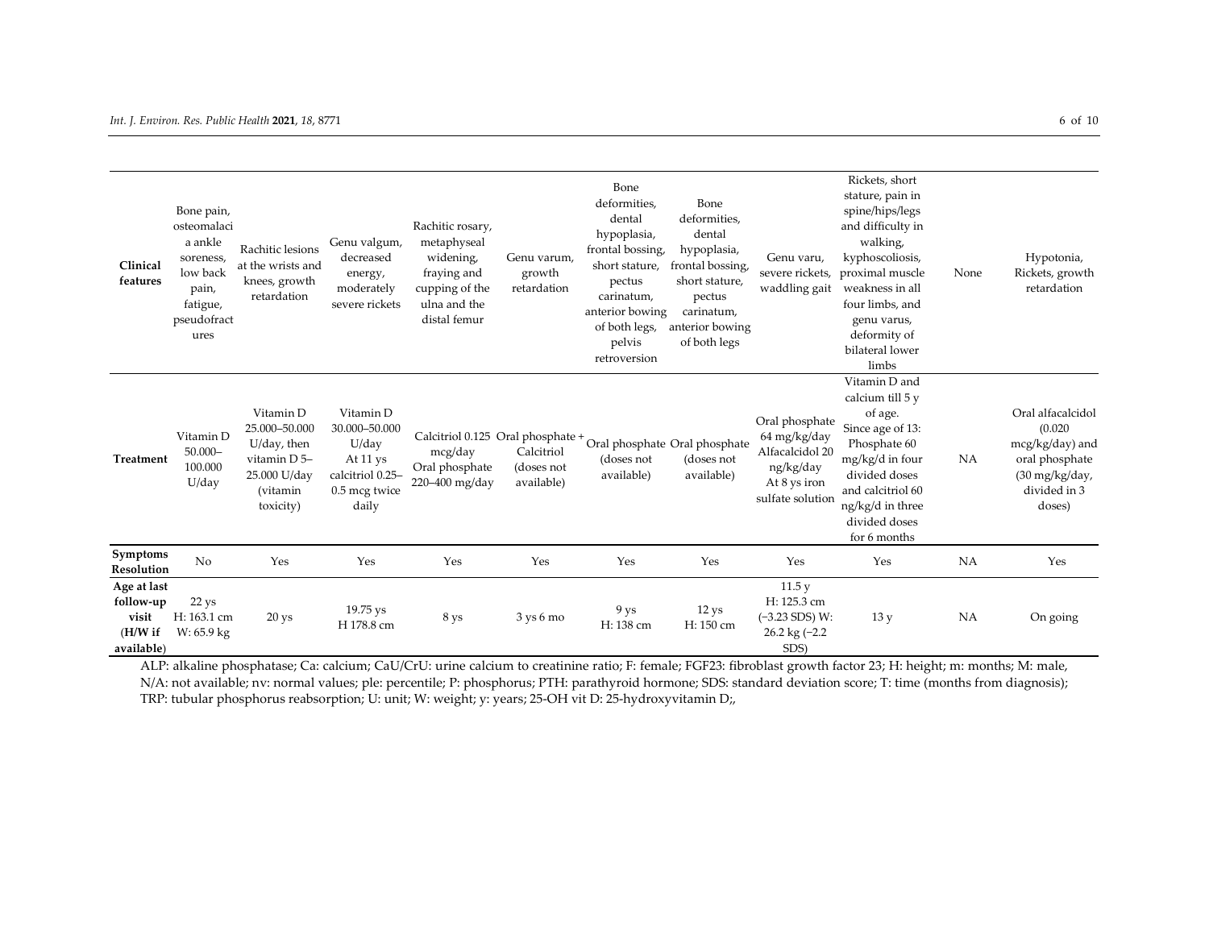| | | | | | | | | | | | |
|---|---|---|---|---|---|---|---|---|---|---|---|
| **Clinical features** | Bone pain, osteomalacia ankle soreness, low back pain, fatigue, pseudofractures | Rachitic lesions at the wrists and knees, growth retardation | Genu valgum, decreased energy, moderately severe rickets | Rachitic rosary, metaphyseal widening, fraying and cupping of the ulna and the distal femur | Genu varum, growth retardation | Bone deformities, dental hypoplasia, frontal bossing, short stature, pectus carinatum, anterior bowing of both legs, pelvis retroversion | Bone deformities, dental hypoplasia, frontal bossing, short stature, pectus carinatum, anterior bowing of both legs | Genu varu, severe rickets, waddling gait | Rickets, short stature, pain in spine/hips/legs and difficulty in walking, kyphoscoliosis, proximal muscle weakness in all four limbs, and genu varus, deformity of bilateral lower limbs | None | Hypotonia, Rickets, growth retardation |
| **Treatment** | Vitamin D 50.000–100.000 U/day | Vitamin D 25.000–50.000 U/day, then vitamin D 5–25.000 U/day (vitamin toxicity) | Vitamin D 30.000–50.000 U/day At 11 ys calcitriol 0.25–0.5 mcg twice daily | Calcitriol 0.125 mcg/day Oral phosphate 220–400 mg/day | Oral phosphate + Calcitriol (doses not available) | Oral phosphate (doses not available) | Oral phosphate (doses not available) | Oral phosphate 64 mg/kg/day Alfacalcidol 20 ng/kg/day At 8 ys iron sulfate solution | Vitamin D and calcium till 5 y of age. Since age of 13: Phosphate 60 mg/kg/d in four divided doses and calcitriol 60 ng/kg/d in three divided doses for 6 months | NA | Oral alfacalcidol (0.020 mcg/kg/day) and oral phosphate (30 mg/kg/day, divided in 3 doses) |
| **Symptoms Resolution** | No | Yes | Yes | Yes | Yes | Yes | Yes | Yes | Yes | NA | Yes |
| **Age at last follow-up visit (H/W if available)** | 22 ys H: 163.1 cm W: 65.9 kg | 20 ys | 19.75 ys H 178.8 cm | 8 ys | 3 ys 6 mo | 9 ys H: 138 cm | 12 ys H: 150 cm | 11.5 y H: 125.3 cm (−3.23 SDS) W: 26.2 kg (−2.2 SDS) | 13 y | NA | On going |

ALP: alkaline phosphatase; Ca: calcium; CaU/CrU: urine calcium to creatinine ratio; F: female; FGF23: fibroblast growth factor 23; H: height; m: months; M: male, N/A: not available; nv: normal values; ple: percentile; P: phosphorus; PTH: parathyroid hormone; SDS: standard deviation score; T: time (months from diagnosis); TRP: tubular phosphorus reabsorption; U: unit; W: weight; y: years; 25-OH vit D: 25-hydroxyvitamin D;,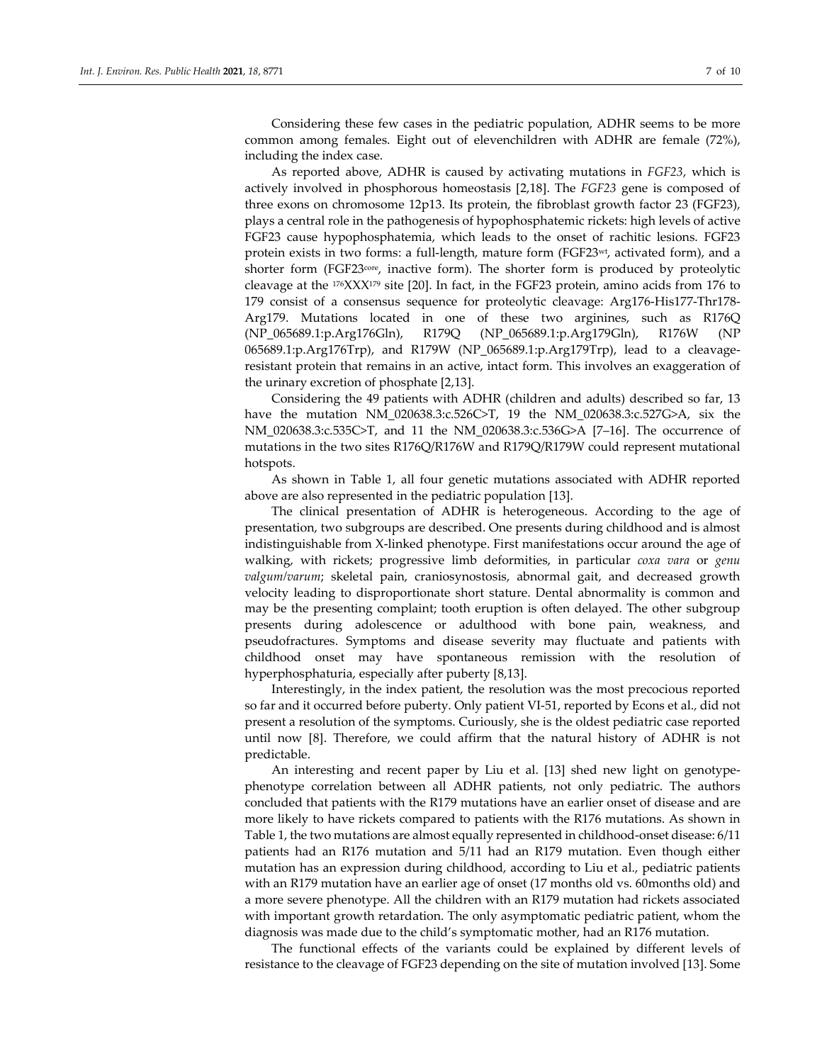Considering these few cases in the pediatric population, ADHR seems to be more common among females. Eight out of elevenchildren with ADHR are female (72%), including the index case.

As reported above, ADHR is caused by activating mutations in *FGF23*, which is actively involved in phosphorous homeostasis [2,18]. The *FGF23* gene is composed of three exons on chromosome 12p13. Its protein, the fibroblast growth factor 23 (FGF23), plays a central role in the pathogenesis of hypophosphatemic rickets: high levels of active FGF23 cause hypophosphatemia, which leads to the onset of rachitic lesions. FGF23 protein exists in two forms: a full-length, mature form ($FGF23^{wt}$, activated form), and a shorter form ($FGF23^{core}$, inactive form). The shorter form is produced by proteolytic cleavage at the $^{176}XXX^{179}$ site [20]. In fact, in the FGF23 protein, amino acids from 176 to 179 consist of a consensus sequence for proteolytic cleavage: Arg176-His177-Thr178-Arg179. Mutations located in one of these two arginines, such as R176Q (NP_065689.1:p.Arg176Gln), R179Q (NP_065689.1:p.Arg179Gln), R176W (NP 065689.1:p.Arg176Trp), and R179W (NP_065689.1:p.Arg179Trp), lead to a cleavage-resistant protein that remains in an active, intact form. This involves an exaggeration of the urinary excretion of phosphate [2,13].

Considering the 49 patients with ADHR (children and adults) described so far, 13 have the mutation NM_020638.3:c.526C>T, 19 the NM_020638.3:c.527G>A, six the NM_020638.3:c.535C>T, and 11 the NM_020638.3:c.536G>A [7–16]. The occurrence of mutations in the two sites R176Q/R176W and R179Q/R179W could represent mutational hotspots.

As shown in Table 1, all four genetic mutations associated with ADHR reported above are also represented in the pediatric population [13].

The clinical presentation of ADHR is heterogeneous. According to the age of presentation, two subgroups are described. One presents during childhood and is almost indistinguishable from X-linked phenotype. First manifestations occur around the age of walking, with rickets; progressive limb deformities, in particular *coxa vara* or *genu valgum/varum*; skeletal pain, craniosynostosis, abnormal gait, and decreased growth velocity leading to disproportionate short stature. Dental abnormality is common and may be the presenting complaint; tooth eruption is often delayed. The other subgroup presents during adolescence or adulthood with bone pain, weakness, and pseudofractures. Symptoms and disease severity may fluctuate and patients with childhood onset may have spontaneous remission with the resolution of hyperphosphaturia, especially after puberty [8,13].

Interestingly, in the index patient, the resolution was the most precocious reported so far and it occurred before puberty. Only patient VI-51, reported by Econs et al., did not present a resolution of the symptoms. Curiously, she is the oldest pediatric case reported until now [8]. Therefore, we could affirm that the natural history of ADHR is not predictable.

An interesting and recent paper by Liu et al. [13] shed new light on genotype-phenotype correlation between all ADHR patients, not only pediatric. The authors concluded that patients with the R179 mutations have an earlier onset of disease and are more likely to have rickets compared to patients with the R176 mutations. As shown in Table 1, the two mutations are almost equally represented in childhood-onset disease: 6/11 patients had an R176 mutation and 5/11 had an R179 mutation. Even though either mutation has an expression during childhood, according to Liu et al., pediatric patients with an R179 mutation have an earlier age of onset (17 months old vs. 60months old) and a more severe phenotype. All the children with an R179 mutation had rickets associated with important growth retardation. The only asymptomatic pediatric patient, whom the diagnosis was made due to the child's symptomatic mother, had an R176 mutation.

The functional effects of the variants could be explained by different levels of resistance to the cleavage of FGF23 depending on the site of mutation involved [13]. Some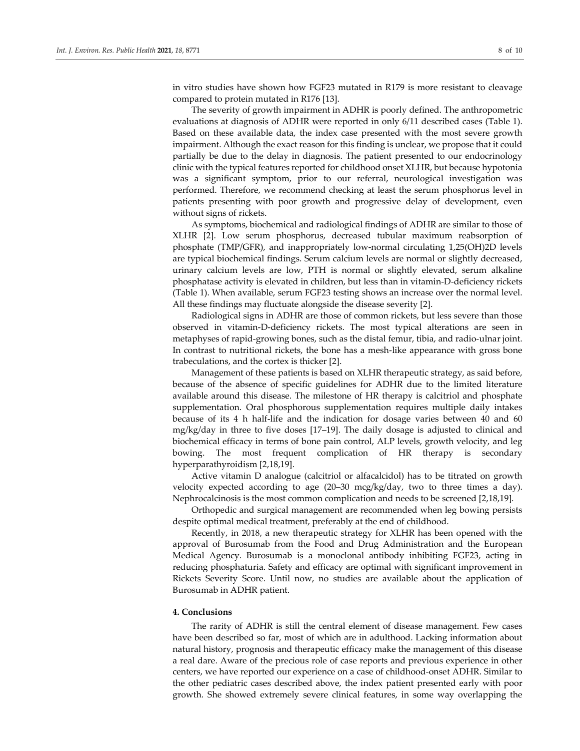in vitro studies have shown how FGF23 mutated in R179 is more resistant to cleavage compared to protein mutated in R176 [13].

The severity of growth impairment in ADHR is poorly defined. The anthropometric evaluations at diagnosis of ADHR were reported in only 6/11 described cases (Table 1). Based on these available data, the index case presented with the most severe growth impairment. Although the exact reason for this finding is unclear, we propose that it could partially be due to the delay in diagnosis. The patient presented to our endocrinology clinic with the typical features reported for childhood onset XLHR, but because hypotonia was a significant symptom, prior to our referral, neurological investigation was performed. Therefore, we recommend checking at least the serum phosphorus level in patients presenting with poor growth and progressive delay of development, even without signs of rickets.

As symptoms, biochemical and radiological findings of ADHR are similar to those of XLHR [2]. Low serum phosphorus, decreased tubular maximum reabsorption of phosphate (TMP/GFR), and inappropriately low-normal circulating 1,25(OH)2D levels are typical biochemical findings. Serum calcium levels are normal or slightly decreased, urinary calcium levels are low, PTH is normal or slightly elevated, serum alkaline phosphatase activity is elevated in children, but less than in vitamin-D-deficiency rickets (Table 1). When available, serum FGF23 testing shows an increase over the normal level. All these findings may fluctuate alongside the disease severity [2].

Radiological signs in ADHR are those of common rickets, but less severe than those observed in vitamin-D-deficiency rickets. The most typical alterations are seen in metaphyses of rapid-growing bones, such as the distal femur, tibia, and radio-ulnar joint. In contrast to nutritional rickets, the bone has a mesh-like appearance with gross bone trabeculations, and the cortex is thicker [2].

Management of these patients is based on XLHR therapeutic strategy, as said before, because of the absence of specific guidelines for ADHR due to the limited literature available around this disease. The milestone of HR therapy is calcitriol and phosphate supplementation. Oral phosphorous supplementation requires multiple daily intakes because of its 4 h half-life and the indication for dosage varies between 40 and 60 mg/kg/day in three to five doses [17–19]. The daily dosage is adjusted to clinical and biochemical efficacy in terms of bone pain control, ALP levels, growth velocity, and leg bowing. The most frequent complication of HR therapy is secondary hyperparathyroidism [2,18,19].

Active vitamin D analogue (calcitriol or alfacalcidol) has to be titrated on growth velocity expected according to age (20–30 mcg/kg/day, two to three times a day). Nephrocalcinosis is the most common complication and needs to be screened [2,18,19].

Orthopedic and surgical management are recommended when leg bowing persists despite optimal medical treatment, preferably at the end of childhood.

Recently, in 2018, a new therapeutic strategy for XLHR has been opened with the approval of Burosumab from the Food and Drug Administration and the European Medical Agency. Burosumab is a monoclonal antibody inhibiting FGF23, acting in reducing phosphaturia. Safety and efficacy are optimal with significant improvement in Rickets Severity Score. Until now, no studies are available about the application of Burosumab in ADHR patient.

## 4. Conclusions

The rarity of ADHR is still the central element of disease management. Few cases have been described so far, most of which are in adulthood. Lacking information about natural history, prognosis and therapeutic efficacy make the management of this disease a real dare. Aware of the precious role of case reports and previous experience in other centers, we have reported our experience on a case of childhood-onset ADHR. Similar to the other pediatric cases described above, the index patient presented early with poor growth. She showed extremely severe clinical features, in some way overlapping the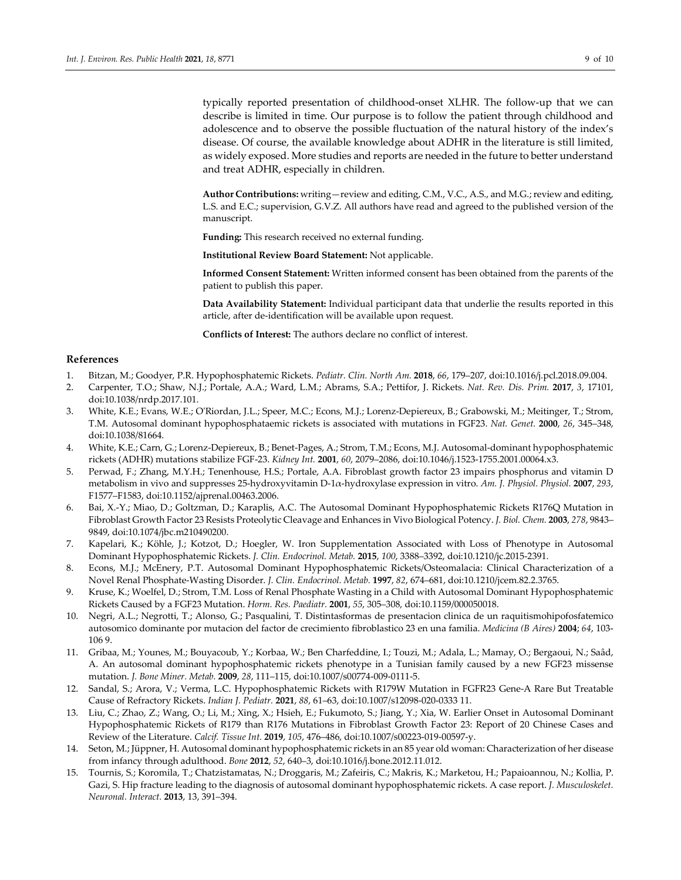typically reported presentation of childhood-onset XLHR. The follow-up that we can describe is limited in time. Our purpose is to follow the patient through childhood and adolescence and to observe the possible fluctuation of the natural history of the index's disease. Of course, the available knowledge about ADHR in the literature is still limited, as widely exposed. More studies and reports are needed in the future to better understand and treat ADHR, especially in children.

**Author Contributions:** writing—review and editing, C.M., V.C., A.S., and M.G.; review and editing, L.S. and E.C.; supervision, G.V.Z. All authors have read and agreed to the published version of the manuscript.

**Funding:** This research received no external funding.

**Institutional Review Board Statement:** Not applicable.

**Informed Consent Statement:** Written informed consent has been obtained from the parents of the patient to publish this paper.

**Data Availability Statement:** Individual participant data that underlie the results reported in this article, after de-identification will be available upon request.

**Conflicts of Interest:** The authors declare no conflict of interest.

## References

1. Bitzan, M.; Goodyer, P.R. Hypophosphatemic Rickets. *Pediatr. Clin. North Am.* **2018**, *66*, 179–207, doi:10.1016/j.pcl.2018.09.004.
2. Carpenter, T.O.; Shaw, N.J.; Portale, A.A.; Ward, L.M.; Abrams, S.A.; Pettifor, J. Rickets. *Nat. Rev. Dis. Prim.* **2017**, *3*, 17101, doi:10.1038/nrdp.2017.101.
3. White, K.E.; Evans, W.E.; O'Riordan, J.L.; Speer, M.C.; Econs, M.J.; Lorenz-Depiereux, B.; Grabowski, M.; Meitinger, T.; Strom, T.M. Autosomal dominant hypophosphataemic rickets is associated with mutations in FGF23. *Nat. Genet.* **2000**, *26*, 345–348, doi:10.1038/81664.
4. White, K.E.; Carn, G.; Lorenz-Depiereux, B.; Benet-Pages, A.; Strom, T.M.; Econs, M.J. Autosomal-dominant hypophosphatemic rickets (ADHR) mutations stabilize FGF-23. *Kidney Int.* **2001**, *60*, 2079–2086, doi:10.1046/j.1523-1755.2001.00064.x3.
5. Perwad, F.; Zhang, M.Y.H.; Tenenhouse, H.S.; Portale, A.A. Fibroblast growth factor 23 impairs phosphorus and vitamin D metabolism in vivo and suppresses 25-hydroxyvitamin D-1$\alpha$-hydroxylase expression in vitro. *Am. J. Physiol. Physiol.* **2007**, *293*, F1577–F1583, doi:10.1152/ajprenal.00463.2006.
6. Bai, X.-Y.; Miao, D.; Goltzman, D.; Karaplis, A.C. The Autosomal Dominant Hypophosphatemic Rickets R176Q Mutation in Fibroblast Growth Factor 23 Resists Proteolytic Cleavage and Enhances in Vivo Biological Potency. *J. Biol. Chem.* **2003**, *278*, 9843–9849, doi:10.1074/jbc.m210490200.
7. Kapelari, K.; Köhle, J.; Kotzot, D.; Hoegler, W. Iron Supplementation Associated with Loss of Phenotype in Autosomal Dominant Hypophosphatemic Rickets. *J. Clin. Endocrinol. Metab.* **2015**, *100*, 3388–3392, doi:10.1210/jc.2015-2391.
8. Econs, M.J.; McEnery, P.T. Autosomal Dominant Hypophosphatemic Rickets/Osteomalacia: Clinical Characterization of a Novel Renal Phosphate-Wasting Disorder. *J. Clin. Endocrinol. Metab.* **1997**, *82*, 674–681, doi:10.1210/jcem.82.2.3765.
9. Kruse, K.; Woelfel, D.; Strom, T.M. Loss of Renal Phosphate Wasting in a Child with Autosomal Dominant Hypophosphatemic Rickets Caused by a FGF23 Mutation. *Horm. Res. Paediatr.* **2001**, *55*, 305–308, doi:10.1159/000050018.
10. Negri, A.L.; Negrotti, T.; Alonso, G.; Pasqualini, T. Distintasformas de presentacion clinica de un raquitismohipofosfatemico autosomico dominante por mutacion del factor de crecimiento fibroblastico 23 en una familia. *Medicina (B Aires)* **2004**; *64*, 103-106 9.
11. Gribaa, M.; Younes, M.; Bouyacoub, Y.; Korbaa, W.; Ben Charfeddine, I.; Touzi, M.; Adala, L.; Mamay, O.; Bergaoui, N.; Saâd, A. An autosomal dominant hypophosphatemic rickets phenotype in a Tunisian family caused by a new FGF23 missense mutation. *J. Bone Miner. Metab.* **2009**, *28*, 111–115, doi:10.1007/s00774-009-0111-5.
12. Sandal, S.; Arora, V.; Verma, L.C. Hypophosphatemic Rickets with R179W Mutation in FGFR23 Gene-A Rare But Treatable Cause of Refractory Rickets. *Indian J. Pediatr.* **2021**, *88*, 61–63, doi:10.1007/s12098-020-0333 11.
13. Liu, C.; Zhao, Z.; Wang, O.; Li, M.; Xing, X.; Hsieh, E.; Fukumoto, S.; Jiang, Y.; Xia, W. Earlier Onset in Autosomal Dominant Hypophosphatemic Rickets of R179 than R176 Mutations in Fibroblast Growth Factor 23: Report of 20 Chinese Cases and Review of the Literature. *Calcif. Tissue Int.* **2019**, *105*, 476–486, doi:10.1007/s00223-019-00597-y.
14. Seton, M.; Jüppner, H. Autosomal dominant hypophosphatemic rickets in an 85 year old woman: Characterization of her disease from infancy through adulthood. *Bone* **2012**, *52*, 640–3, doi:10.1016/j.bone.2012.11.012.
15. Tournis, S.; Koromila, T.; Chatzistamatas, N.; Droggaris, M.; Zafeiris, C.; Makris, K.; Marketou, H.; Papaioannou, N.; Kollia, P. Gazi, S. Hip fracture leading to the diagnosis of autosomal dominant hypophosphatemic rickets. A case report. *J. Musculoskelet. Neuronal. Interact.* **2013**, 13, 391–394.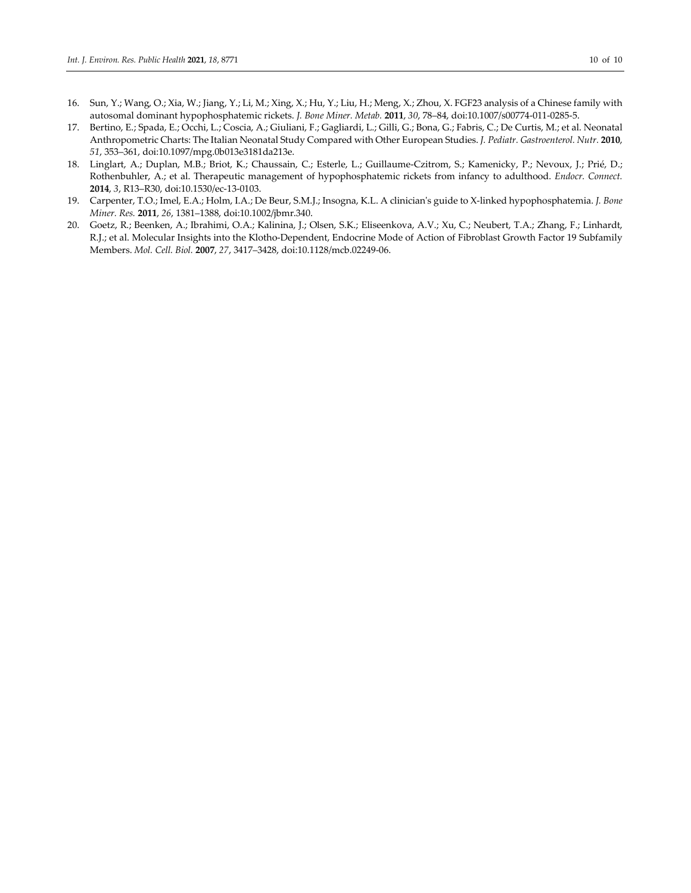16. Sun, Y.; Wang, O.; Xia, W.; Jiang, Y.; Li, M.; Xing, X.; Hu, Y.; Liu, H.; Meng, X.; Zhou, X. FGF23 analysis of a Chinese family with autosomal dominant hypophosphatemic rickets. *J. Bone Miner. Metab.* **2011**, *30*, 78–84, doi:10.1007/s00774-011-0285-5.
17. Bertino, E.; Spada, E.; Occhi, L.; Coscia, A.; Giuliani, F.; Gagliardi, L.; Gilli, G.; Bona, G.; Fabris, C.; De Curtis, M.; et al. Neonatal Anthropometric Charts: The Italian Neonatal Study Compared with Other European Studies. *J. Pediatr. Gastroenterol. Nutr.* **2010**, *51*, 353–361, doi:10.1097/mpg.0b013e3181da213e.
18. Linglart, A.; Duplan, M.B.; Briot, K.; Chaussain, C.; Esterle, L.; Guillaume-Czitrom, S.; Kamenicky, P.; Nevoux, J.; Prié, D.; Rothenbuhler, A.; et al. Therapeutic management of hypophosphatemic rickets from infancy to adulthood. *Endocr. Connect.* **2014**, *3*, R13–R30, doi:10.1530/ec-13-0103.
19. Carpenter, T.O.; Imel, E.A.; Holm, I.A.; De Beur, S.M.J.; Insogna, K.L. A clinician's guide to X-linked hypophosphatemia. *J. Bone Miner. Res.* **2011**, *26*, 1381–1388, doi:10.1002/jbmr.340.
20. Goetz, R.; Beenken, A.; Ibrahimi, O.A.; Kalinina, J.; Olsen, S.K.; Eliseenkova, A.V.; Xu, C.; Neubert, T.A.; Zhang, F.; Linhardt, R.J.; et al. Molecular Insights into the Klotho-Dependent, Endocrine Mode of Action of Fibroblast Growth Factor 19 Subfamily Members. *Mol. Cell. Biol.* **2007**, *27*, 3417–3428, doi:10.1128/mcb.02249-06.